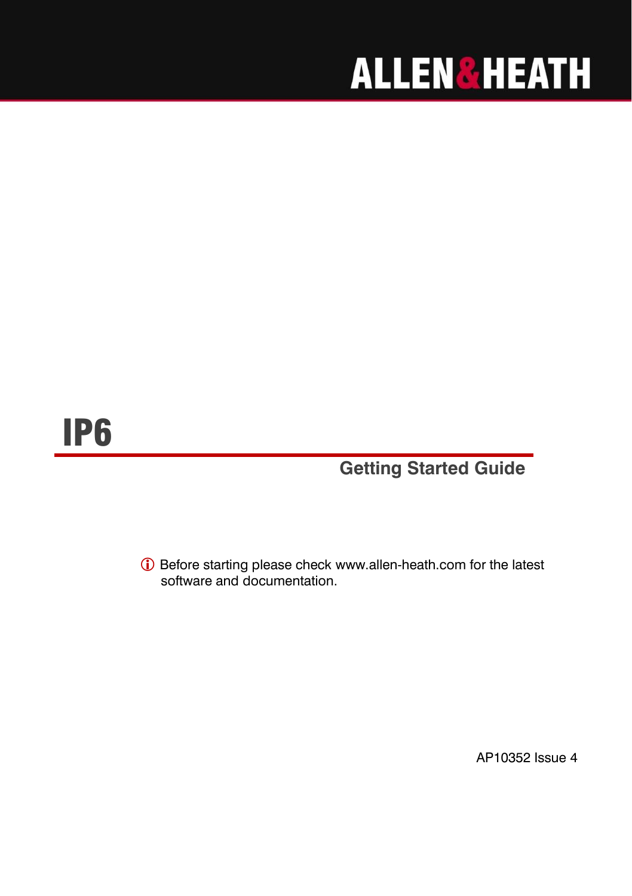ALLEN&HEATH

# IP6

## Getting Started Guide

ⓘ Before starting please check www.allen-heath.com for the latest software and documentation.

AP10352 Issue 4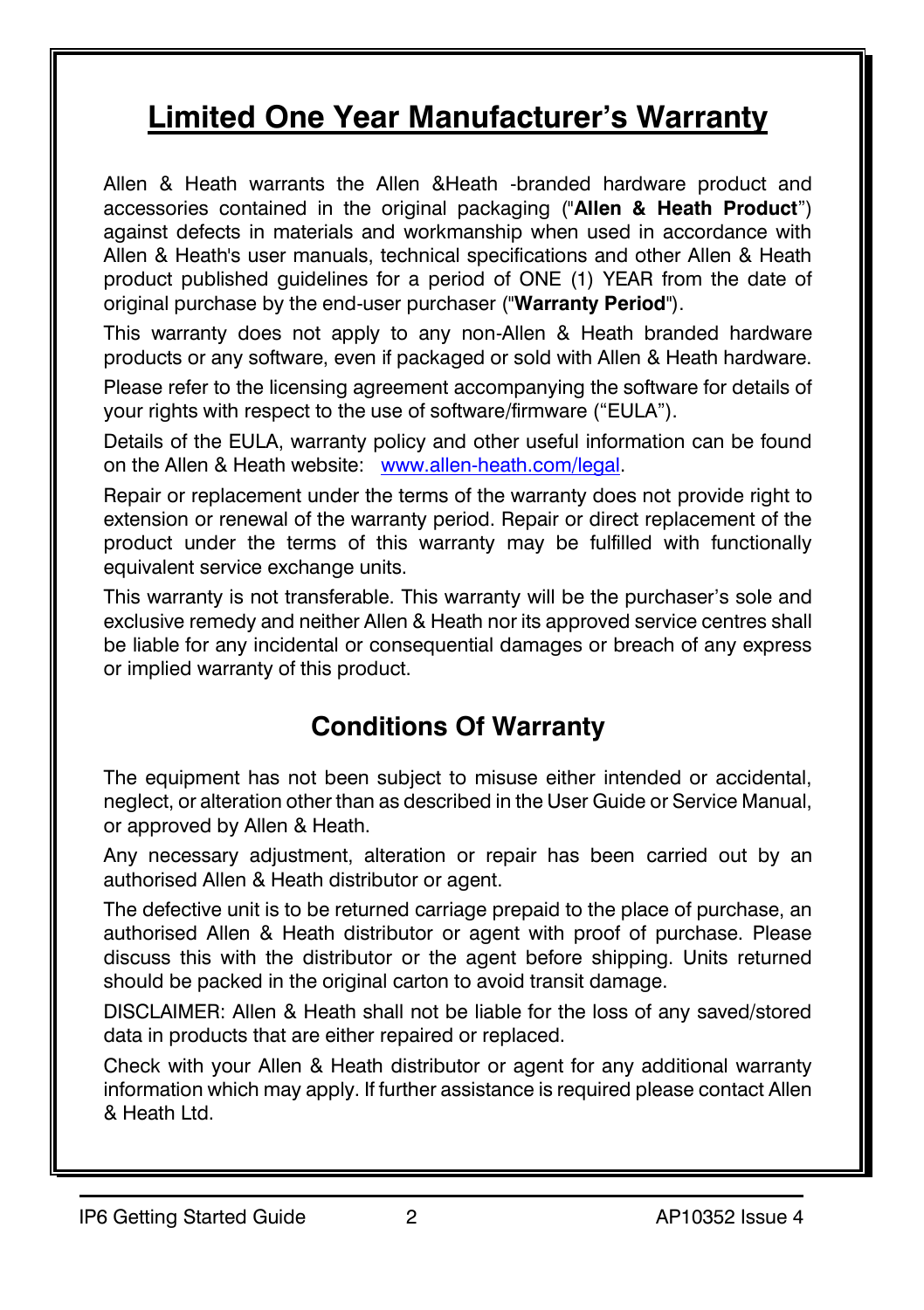# Limited One Year Manufacturer's Warranty

Allen & Heath warrants the Allen &Heath -branded hardware product and accessories contained in the original packaging ("**Allen & Heath Product**") against defects in materials and workmanship when used in accordance with Allen & Heath's user manuals, technical specifications and other Allen & Heath product published guidelines for a period of ONE (1) YEAR from the date of original purchase by the end-user purchaser ("**Warranty Period**").

This warranty does not apply to any non-Allen & Heath branded hardware products or any software, even if packaged or sold with Allen & Heath hardware.

Please refer to the licensing agreement accompanying the software for details of your rights with respect to the use of software/firmware ("EULA").

Details of the EULA, warranty policy and other useful information can be found on the Allen & Heath website: www.allen-heath.com/legal.

Repair or replacement under the terms of the warranty does not provide right to extension or renewal of the warranty period. Repair or direct replacement of the product under the terms of this warranty may be fulfilled with functionally equivalent service exchange units.

This warranty is not transferable. This warranty will be the purchaser's sole and exclusive remedy and neither Allen & Heath nor its approved service centres shall be liable for any incidental or consequential damages or breach of any express or implied warranty of this product.

## Conditions Of Warranty

The equipment has not been subject to misuse either intended or accidental, neglect, or alteration other than as described in the User Guide or Service Manual, or approved by Allen & Heath.

Any necessary adjustment, alteration or repair has been carried out by an authorised Allen & Heath distributor or agent.

The defective unit is to be returned carriage prepaid to the place of purchase, an authorised Allen & Heath distributor or agent with proof of purchase. Please discuss this with the distributor or the agent before shipping. Units returned should be packed in the original carton to avoid transit damage.

DISCLAIMER: Allen & Heath shall not be liable for the loss of any saved/stored data in products that are either repaired or replaced.

Check with your Allen & Heath distributor or agent for any additional warranty information which may apply. If further assistance is required please contact Allen & Heath Ltd.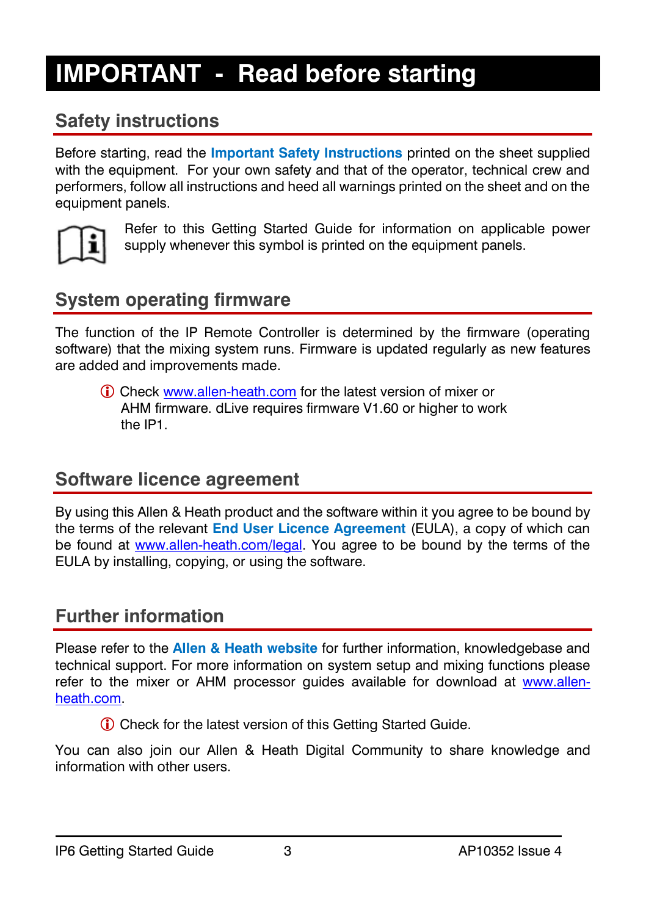# IMPORTANT - Read before starting

## Safety instructions

Before starting, read the **Important Safety Instructions** printed on the sheet supplied with the equipment. For your own safety and that of the operator, technical crew and performers, follow all instructions and heed all warnings printed on the sheet and on the equipment panels.

Refer to this Getting Started Guide for information on applicable power supply whenever this symbol is printed on the equipment panels.

## System operating firmware

The function of the IP Remote Controller is determined by the firmware (operating software) that the mixing system runs. Firmware is updated regularly as new features are added and improvements made.

> ⓘ Check www.allen-heath.com for the latest version of mixer or AHM firmware. dLive requires firmware V1.60 or higher to work the IP1.

## Software licence agreement

By using this Allen & Heath product and the software within it you agree to be bound by the terms of the relevant **End User Licence Agreement** (EULA), a copy of which can be found at www.allen-heath.com/legal. You agree to be bound by the terms of the EULA by installing, copying, or using the software.

## Further information

Please refer to the **Allen & Heath website** for further information, knowledgebase and technical support. For more information on system setup and mixing functions please refer to the mixer or AHM processor guides available for download at www.allen-heath.com.

> ⓘ Check for the latest version of this Getting Started Guide.

You can also join our Allen & Heath Digital Community to share knowledge and information with other users.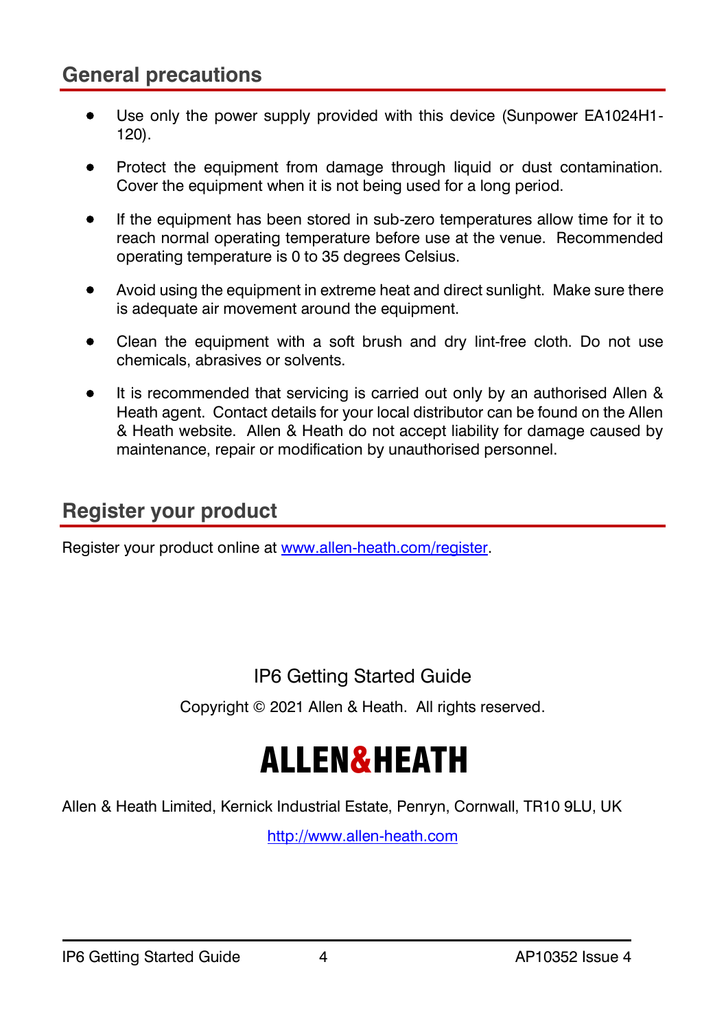## General precautions

- Use only the power supply provided with this device (Sunpower EA1024H1-120).
- Protect the equipment from damage through liquid or dust contamination. Cover the equipment when it is not being used for a long period.
- If the equipment has been stored in sub-zero temperatures allow time for it to reach normal operating temperature before use at the venue. Recommended operating temperature is 0 to 35 degrees Celsius.
- Avoid using the equipment in extreme heat and direct sunlight. Make sure there is adequate air movement around the equipment.
- Clean the equipment with a soft brush and dry lint-free cloth. Do not use chemicals, abrasives or solvents.
- It is recommended that servicing is carried out only by an authorised Allen & Heath agent. Contact details for your local distributor can be found on the Allen & Heath website. Allen & Heath do not accept liability for damage caused by maintenance, repair or modification by unauthorised personnel.

## Register your product

Register your product online at [www.allen-heath.com/register](http://www.allen-heath.com/register).

IP6 Getting Started Guide

Copyright © 2021 Allen & Heath. All rights reserved.

**ALLEN&HEATH**

Allen & Heath Limited, Kernick Industrial Estate, Penryn, Cornwall, TR10 9LU, UK

[http://www.allen-heath.com](http://www.allen-heath.com)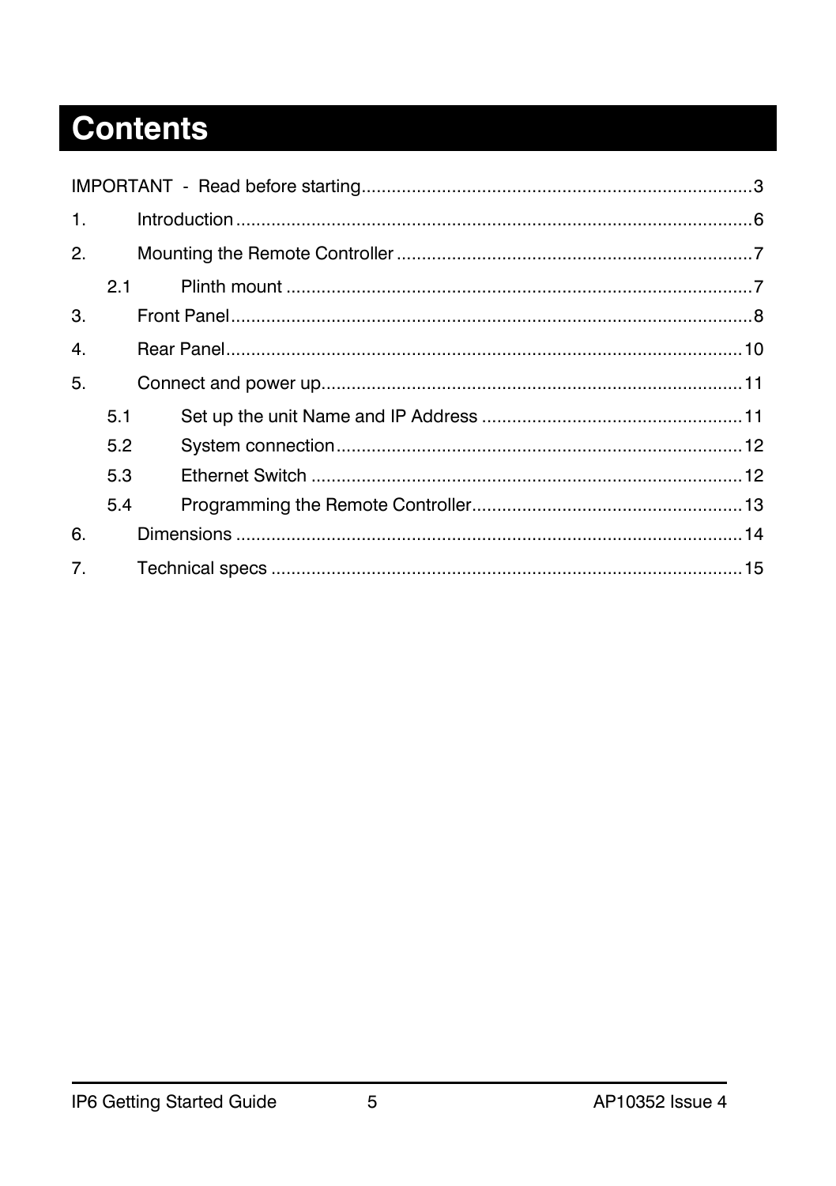# Contents

IMPORTANT - Read before starting.............................................................................3

1. Introduction......................................................................................................6

2. Mounting the Remote Controller......................................................................7

   2.1 Plinth mount............................................................................................7

3. Front Panel.......................................................................................................8

4. Rear Panel.......................................................................................................10

5. Connect and power up....................................................................................11

   5.1 Set up the unit Name and IP Address....................................................11

   5.2 System connection.................................................................................12

   5.3 Ethernet Switch......................................................................................12

   5.4 Programming the Remote Controller......................................................13

6. Dimensions.....................................................................................................14

7. Technical specs..............................................................................................15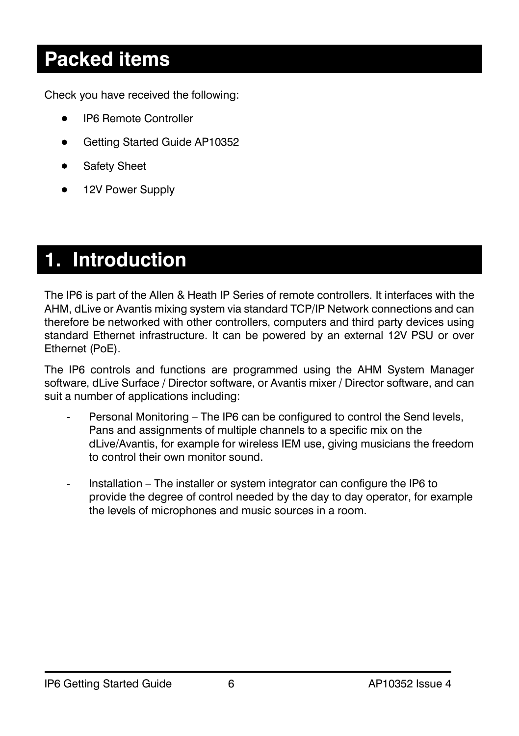# Packed items

Check you have received the following:

- IP6 Remote Controller
- Getting Started Guide AP10352
- Safety Sheet
- 12V Power Supply

# 1. Introduction

The IP6 is part of the Allen & Heath IP Series of remote controllers. It interfaces with the AHM, dLive or Avantis mixing system via standard TCP/IP Network connections and can therefore be networked with other controllers, computers and third party devices using standard Ethernet infrastructure. It can be powered by an external 12V PSU or over Ethernet (PoE).

The IP6 controls and functions are programmed using the AHM System Manager software, dLive Surface / Director software, or Avantis mixer / Director software, and can suit a number of applications including:

- Personal Monitoring – The IP6 can be configured to control the Send levels, Pans and assignments of multiple channels to a specific mix on the dLive/Avantis, for example for wireless IEM use, giving musicians the freedom to control their own monitor sound.

- Installation – The installer or system integrator can configure the IP6 to provide the degree of control needed by the day to day operator, for example the levels of microphones and music sources in a room.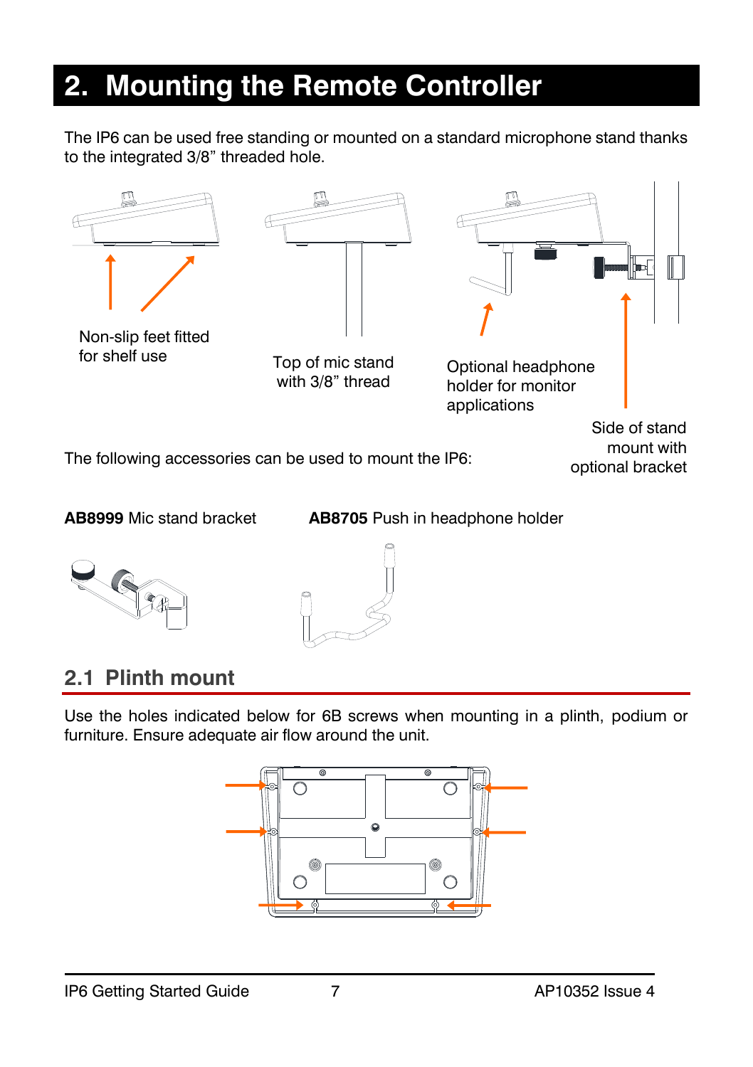# 2. Mounting the Remote Controller

The IP6 can be used free standing or mounted on a standard microphone stand thanks to the integrated 3/8" threaded hole.

Non-slip feet fitted for shelf use

Top of mic stand with 3/8" thread

Optional headphone holder for monitor applications

Side of stand mount with optional bracket

The following accessories can be used to mount the IP6:

**AB8999** Mic stand bracket

**AB8705** Push in headphone holder

## 2.1 Plinth mount

Use the holes indicated below for 6B screws when mounting in a plinth, podium or furniture. Ensure adequate air flow around the unit.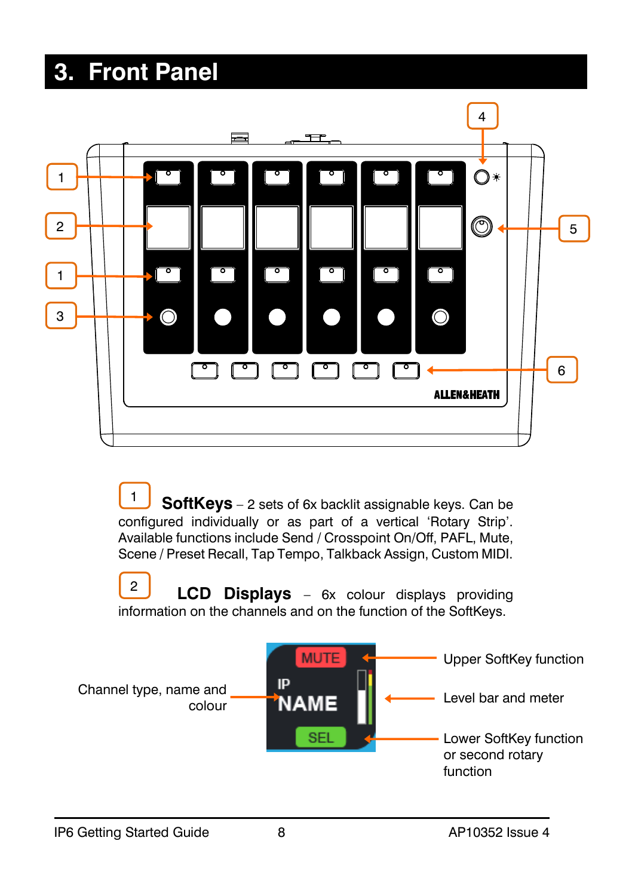# 3. Front Panel

**1 SoftKeys** – 2 sets of 6x backlit assignable keys. Can be configured individually or as part of a vertical 'Rotary Strip'. Available functions include Send / Crosspoint On/Off, PAFL, Mute, Scene / Preset Recall, Tap Tempo, Talkback Assign, Custom MIDI.

**2 LCD Displays** – 6x colour displays providing information on the channels and on the function of the SoftKeys.

Channel type, name and colour

Upper SoftKey function

Level bar and meter

Lower SoftKey function or second rotary function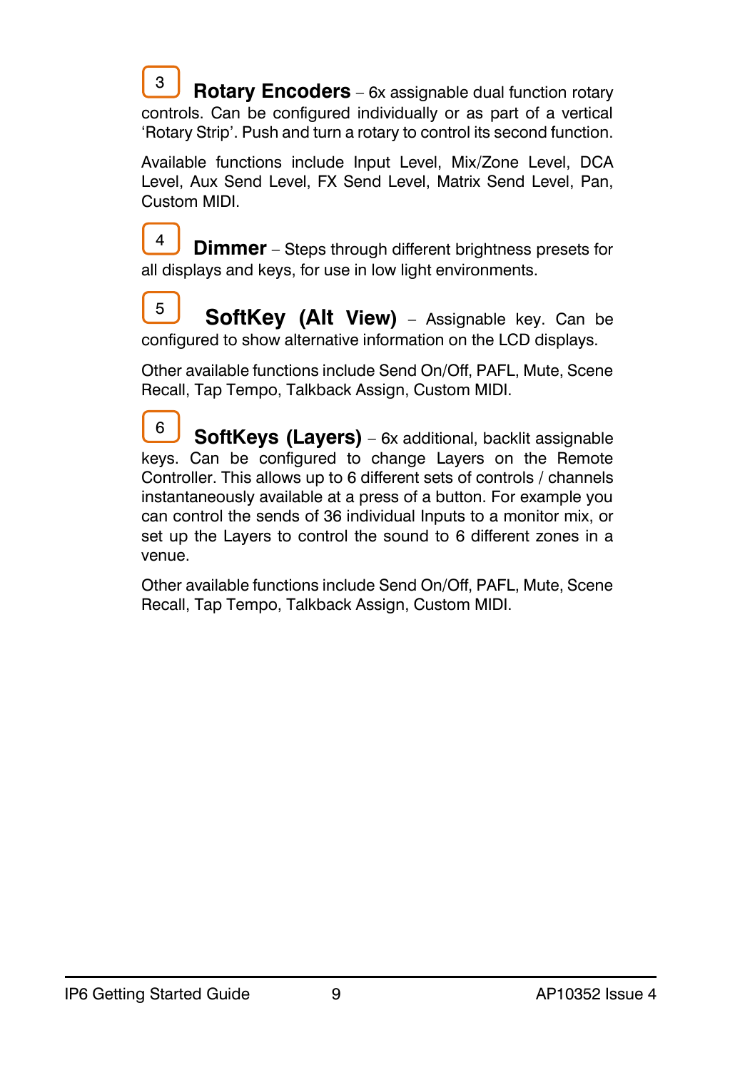3 **Rotary Encoders** – 6x assignable dual function rotary controls. Can be configured individually or as part of a vertical 'Rotary Strip'. Push and turn a rotary to control its second function.

Available functions include Input Level, Mix/Zone Level, DCA Level, Aux Send Level, FX Send Level, Matrix Send Level, Pan, Custom MIDI.

4 **Dimmer** – Steps through different brightness presets for all displays and keys, for use in low light environments.

5 **SoftKey (Alt View)** – Assignable key. Can be configured to show alternative information on the LCD displays.

Other available functions include Send On/Off, PAFL, Mute, Scene Recall, Tap Tempo, Talkback Assign, Custom MIDI.

6 **SoftKeys (Layers)** – 6x additional, backlit assignable keys. Can be configured to change Layers on the Remote Controller. This allows up to 6 different sets of controls / channels instantaneously available at a press of a button. For example you can control the sends of 36 individual Inputs to a monitor mix, or set up the Layers to control the sound to 6 different zones in a venue.

Other available functions include Send On/Off, PAFL, Mute, Scene Recall, Tap Tempo, Talkback Assign, Custom MIDI.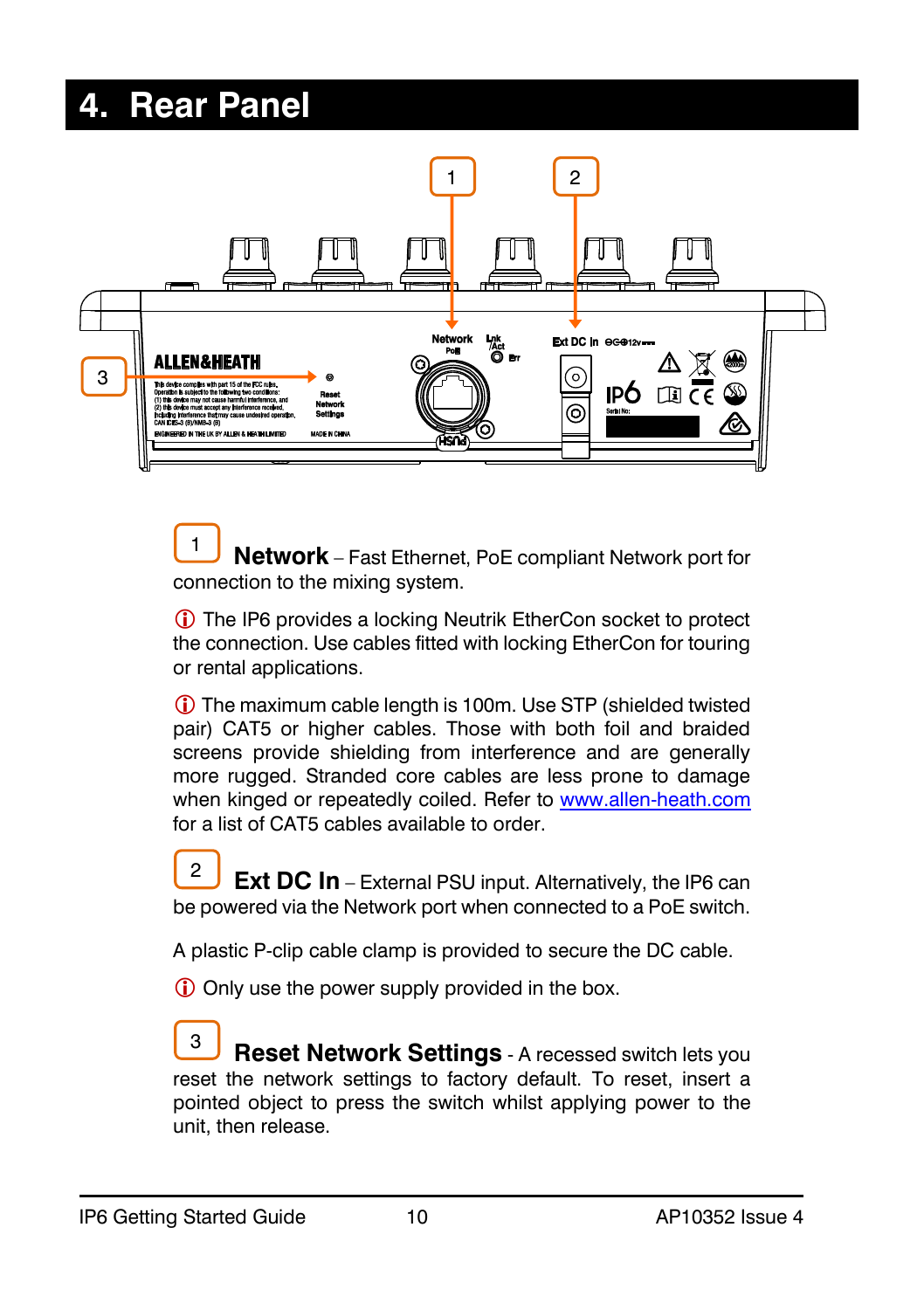# 4. Rear Panel

1 **Network** – Fast Ethernet, PoE compliant Network port for connection to the mixing system.

ⓘ The IP6 provides a locking Neutrik EtherCon socket to protect the connection. Use cables fitted with locking EtherCon for touring or rental applications.

ⓘ The maximum cable length is 100m. Use STP (shielded twisted pair) CAT5 or higher cables. Those with both foil and braided screens provide shielding from interference and are generally more rugged. Stranded core cables are less prone to damage when kinged or repeatedly coiled. Refer to www.allen-heath.com for a list of CAT5 cables available to order.

2 **Ext DC In** – External PSU input. Alternatively, the IP6 can be powered via the Network port when connected to a PoE switch.

A plastic P-clip cable clamp is provided to secure the DC cable.

ⓘ Only use the power supply provided in the box.

3 **Reset Network Settings** - A recessed switch lets you reset the network settings to factory default. To reset, insert a pointed object to press the switch whilst applying power to the unit, then release.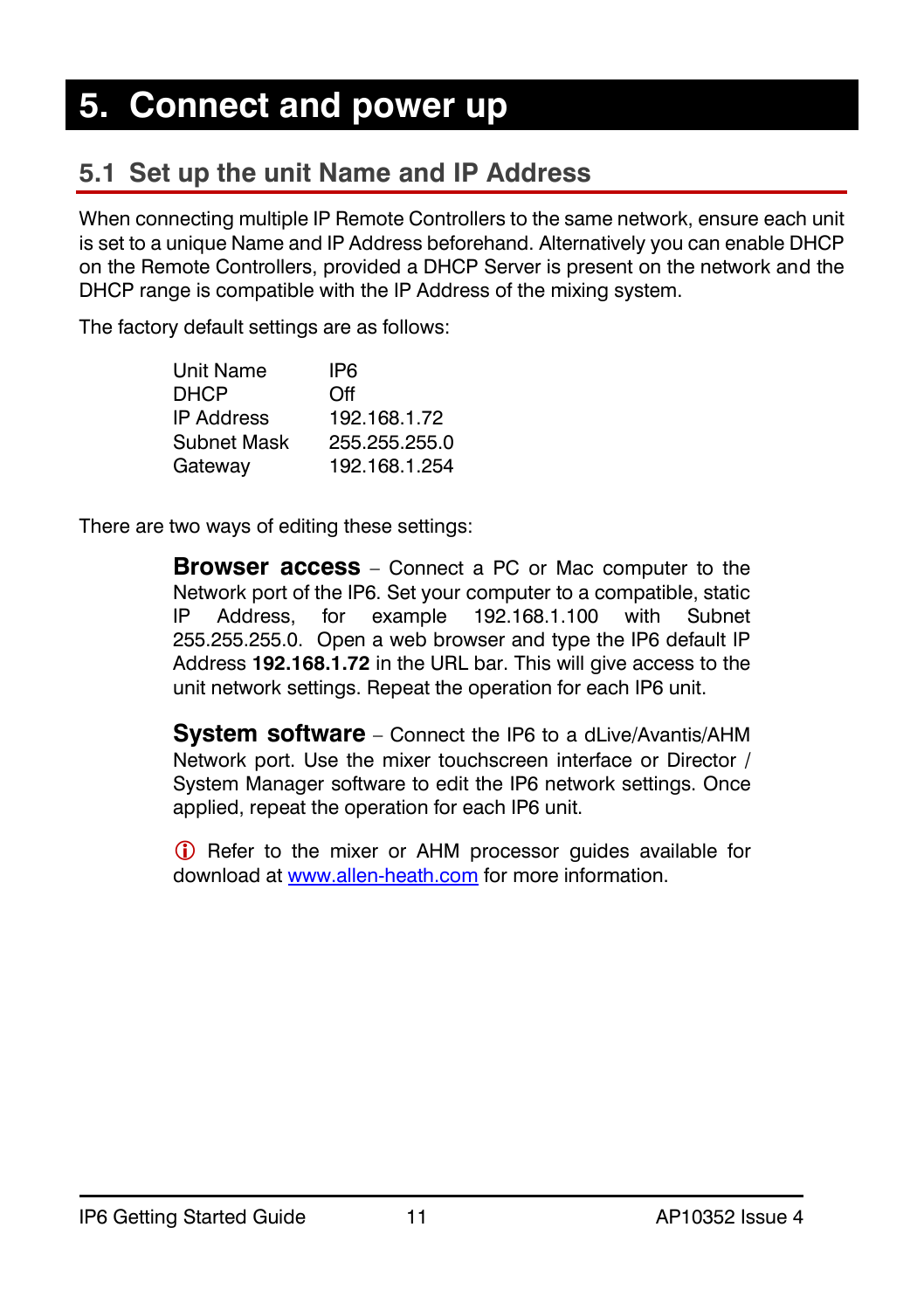# 5. Connect and power up

## 5.1 Set up the unit Name and IP Address

When connecting multiple IP Remote Controllers to the same network, ensure each unit is set to a unique Name and IP Address beforehand. Alternatively you can enable DHCP on the Remote Controllers, provided a DHCP Server is present on the network and the DHCP range is compatible with the IP Address of the mixing system.

The factory default settings are as follows:

| | |
|---|---|
| Unit Name | IP6 |
| DHCP | Off |
| IP Address | 192.168.1.72 |
| Subnet Mask | 255.255.255.0 |
| Gateway | 192.168.1.254 |

There are two ways of editing these settings:

**Browser access** – Connect a PC or Mac computer to the Network port of the IP6. Set your computer to a compatible, static IP Address, for example 192.168.1.100 with Subnet 255.255.255.0. Open a web browser and type the IP6 default IP Address **192.168.1.72** in the URL bar. This will give access to the unit network settings. Repeat the operation for each IP6 unit.

**System software** – Connect the IP6 to a dLive/Avantis/AHM Network port. Use the mixer touchscreen interface or Director / System Manager software to edit the IP6 network settings. Once applied, repeat the operation for each IP6 unit.

ⓘ Refer to the mixer or AHM processor guides available for download at www.allen-heath.com for more information.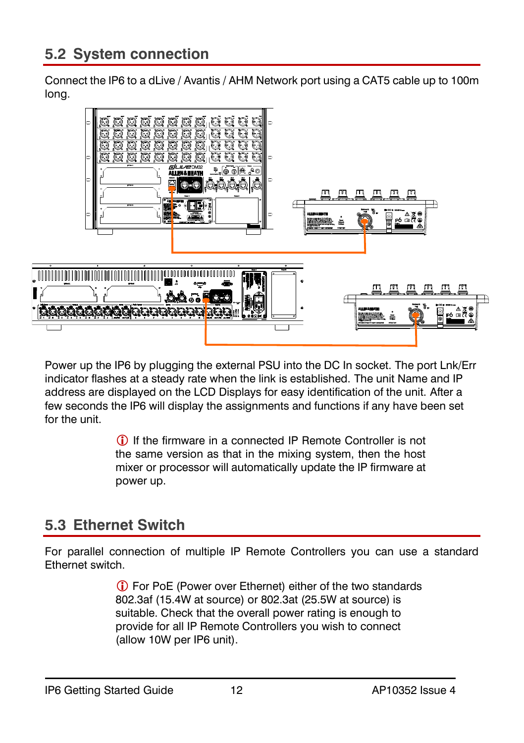## 5.2 System connection

Connect the IP6 to a dLive / Avantis / AHM Network port using a CAT5 cable up to 100m long.

Power up the IP6 by plugging the external PSU into the DC In socket. The port Lnk/Err indicator flashes at a steady rate when the link is established. The unit Name and IP address are displayed on the LCD Displays for easy identification of the unit. After a few seconds the IP6 will display the assignments and functions if any have been set for the unit.

ⓘ If the firmware in a connected IP Remote Controller is not the same version as that in the mixing system, then the host mixer or processor will automatically update the IP firmware at power up.

## 5.3 Ethernet Switch

For parallel connection of multiple IP Remote Controllers you can use a standard Ethernet switch.

ⓘ For PoE (Power over Ethernet) either of the two standards 802.3af (15.4W at source) or 802.3at (25.5W at source) is suitable. Check that the overall power rating is enough to provide for all IP Remote Controllers you wish to connect (allow 10W per IP6 unit).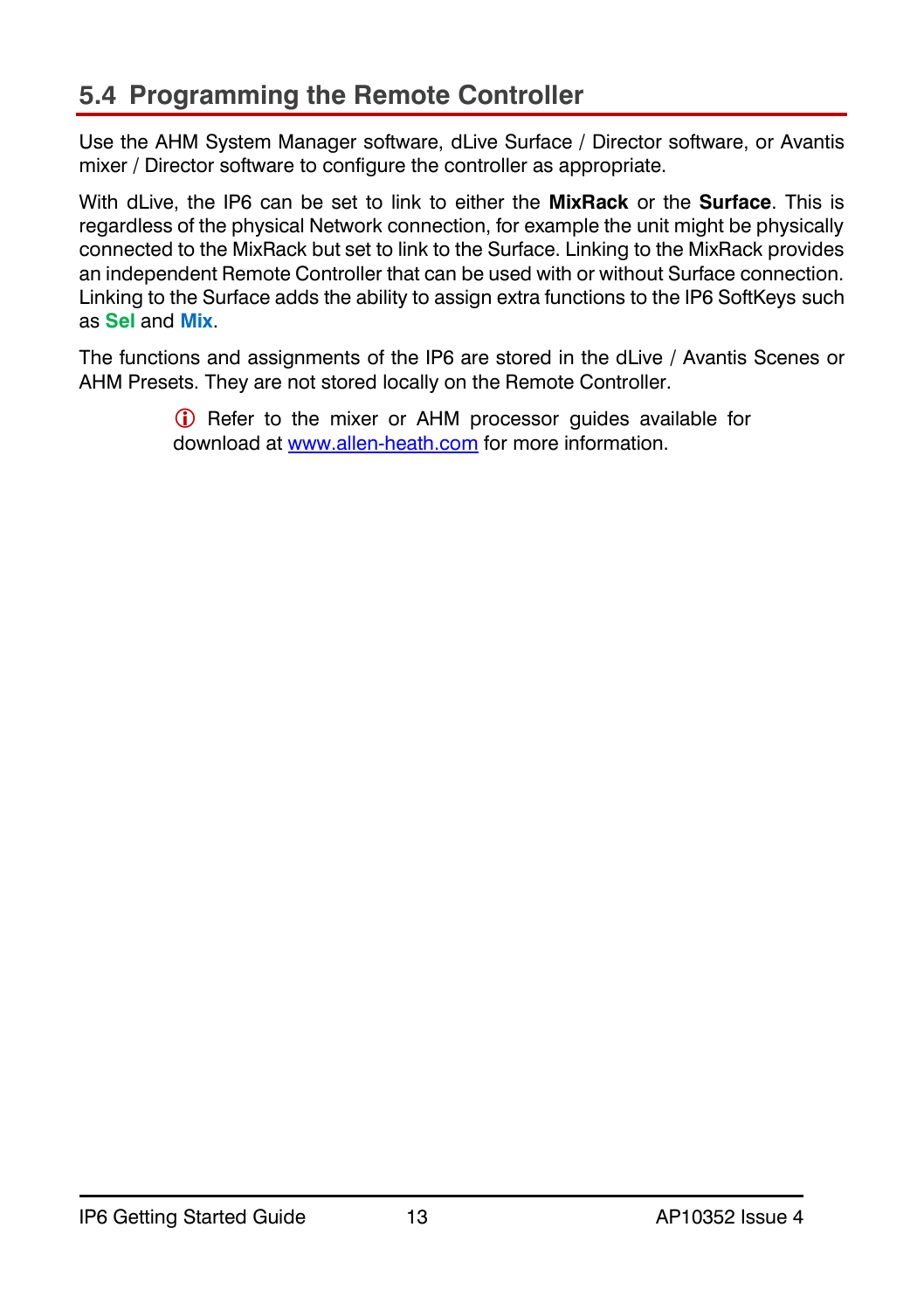## 5.4 Programming the Remote Controller

Use the AHM System Manager software, dLive Surface / Director software, or Avantis mixer / Director software to configure the controller as appropriate.

With dLive, the IP6 can be set to link to either the **MixRack** or the **Surface**. This is regardless of the physical Network connection, for example the unit might be physically connected to the MixRack but set to link to the Surface. Linking to the MixRack provides an independent Remote Controller that can be used with or without Surface connection. Linking to the Surface adds the ability to assign extra functions to the IP6 SoftKeys such as **Sel** and **Mix**.

The functions and assignments of the IP6 are stored in the dLive / Avantis Scenes or AHM Presets. They are not stored locally on the Remote Controller.

ⓘ Refer to the mixer or AHM processor guides available for download at [www.allen-heath.com](http://www.allen-heath.com) for more information.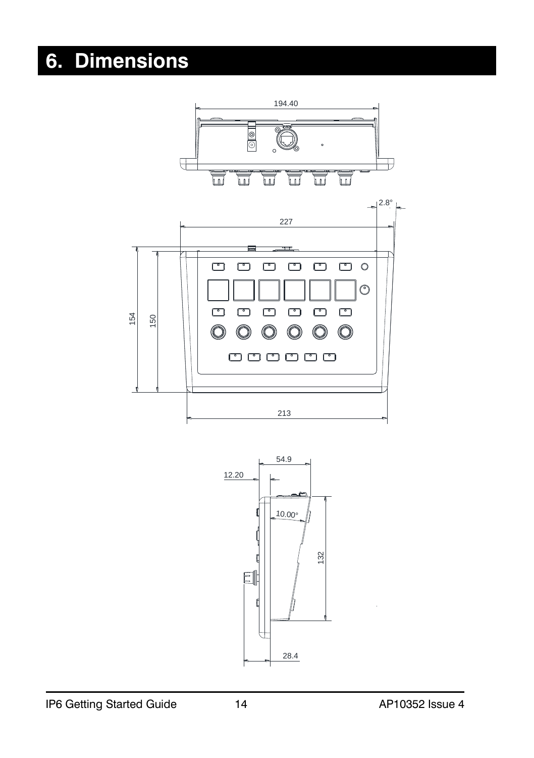# 6. Dimensions

194.40

2.8°

227

154

150

213

54.9

12.20

10.00°

132

28.4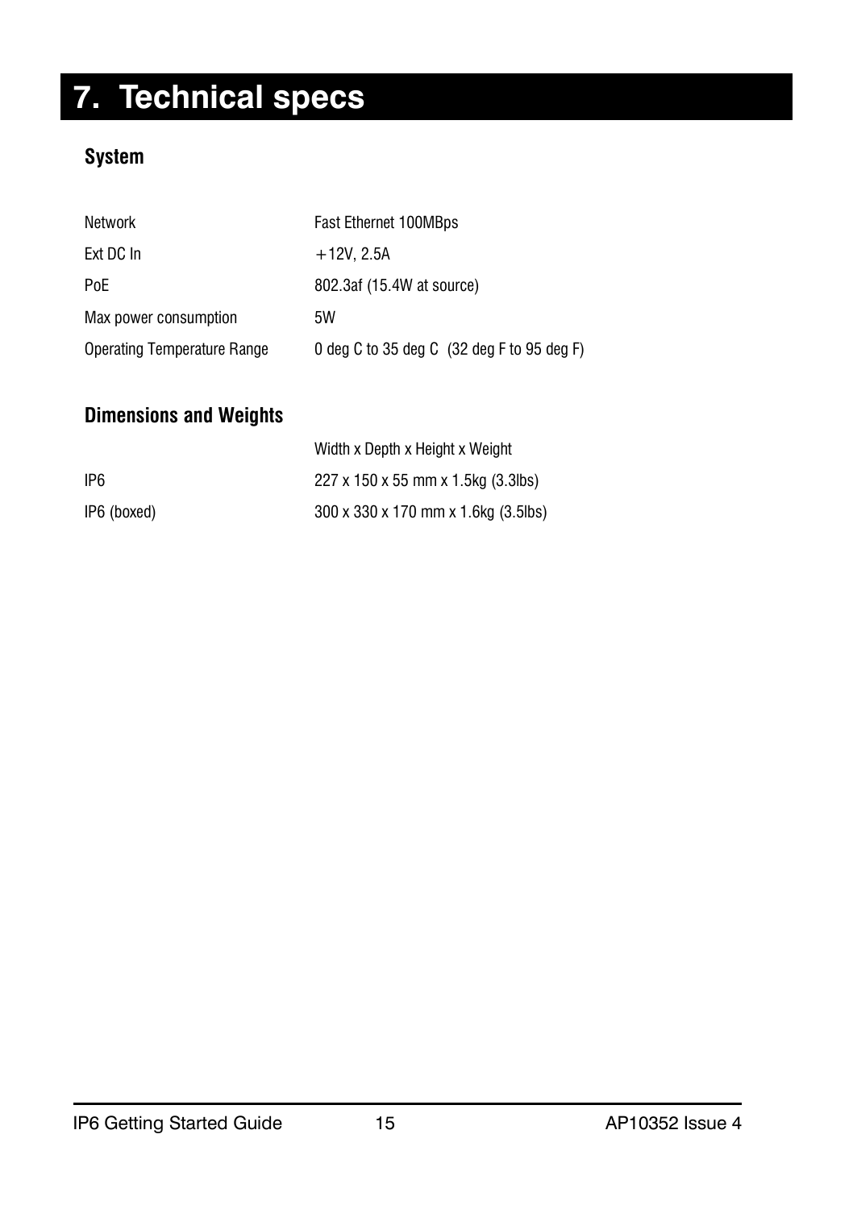# 7. Technical specs

## System

| | |
|---|---|
| Network | Fast Ethernet 100MBps |
| Ext DC In | +12V, 2.5A |
| PoE | 802.3af (15.4W at source) |
| Max power consumption | 5W |
| Operating Temperature Range | 0 deg C to 35 deg C (32 deg F to 95 deg F) |

## Dimensions and Weights

| | Width x Depth x Height x Weight |
|---|---|
| IP6 | 227 x 150 x 55 mm x 1.5kg (3.3lbs) |
| IP6 (boxed) | 300 x 330 x 170 mm x 1.6kg (3.5lbs) |